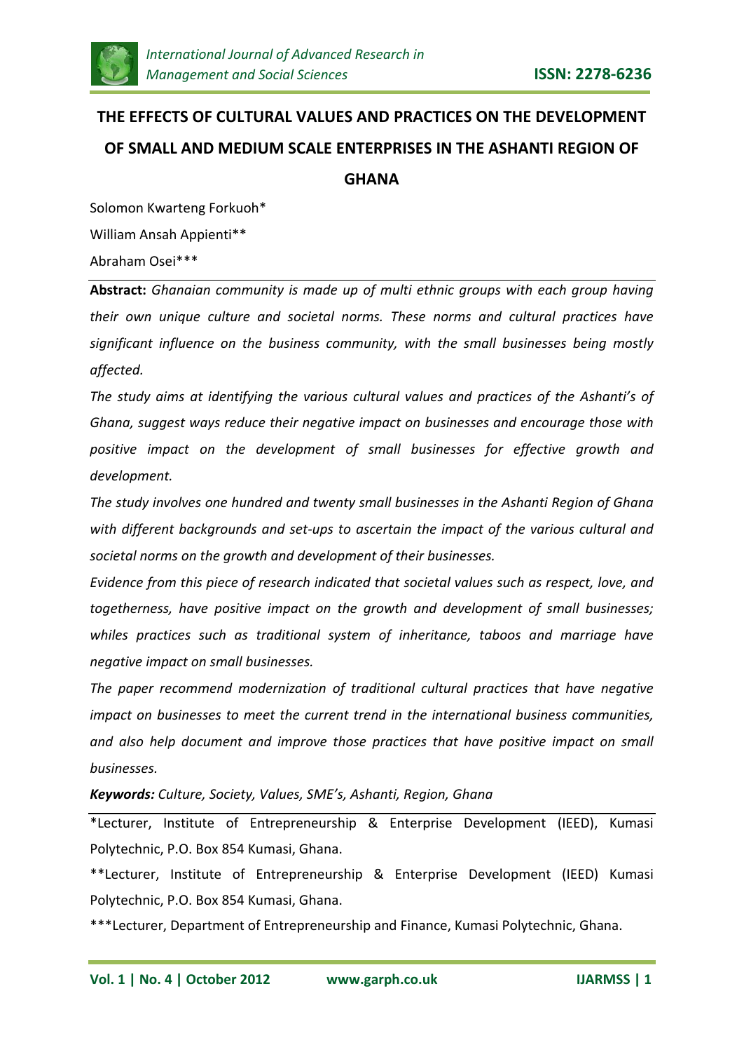# THE EFFECTS OF CULTURAL VALUES AND PRACTICES ON THE DEVELOPMENT OF SMALL AND MEDIUM SCALE ENTERPRISES IN THE ASHANTI REGION OF GHANA

Solomon Kwarteng Forkuoh*

William Ansah Appienti**

Abraham Osei***

**Abstract:** *Ghanaian community is made up of multi ethnic groups with each group having their own unique culture and societal norms. These norms and cultural practices have significant influence on the business community, with the small businesses being mostly affected.*

*The study aims at identifying the various cultural values and practices of the Ashanti's of Ghana, suggest ways reduce their negative impact on businesses and encourage those with positive impact on the development of small businesses for effective growth and development.*

*The study involves one hundred and twenty small businesses in the Ashanti Region of Ghana with different backgrounds and set-ups to ascertain the impact of the various cultural and societal norms on the growth and development of their businesses.*

*Evidence from this piece of research indicated that societal values such as respect, love, and togetherness, have positive impact on the growth and development of small businesses; whiles practices such as traditional system of inheritance, taboos and marriage have negative impact on small businesses.*

*The paper recommend modernization of traditional cultural practices that have negative impact on businesses to meet the current trend in the international business communities, and also help document and improve those practices that have positive impact on small businesses.*

***Keywords:*** *Culture, Society, Values, SME's, Ashanti, Region, Ghana*

*Lecturer, Institute of Entrepreneurship & Enterprise Development (IEED), Kumasi Polytechnic, P.O. Box 854 Kumasi, Ghana.

**Lecturer, Institute of Entrepreneurship & Enterprise Development (IEED) Kumasi Polytechnic, P.O. Box 854 Kumasi, Ghana.

***Lecturer, Department of Entrepreneurship and Finance, Kumasi Polytechnic, Ghana.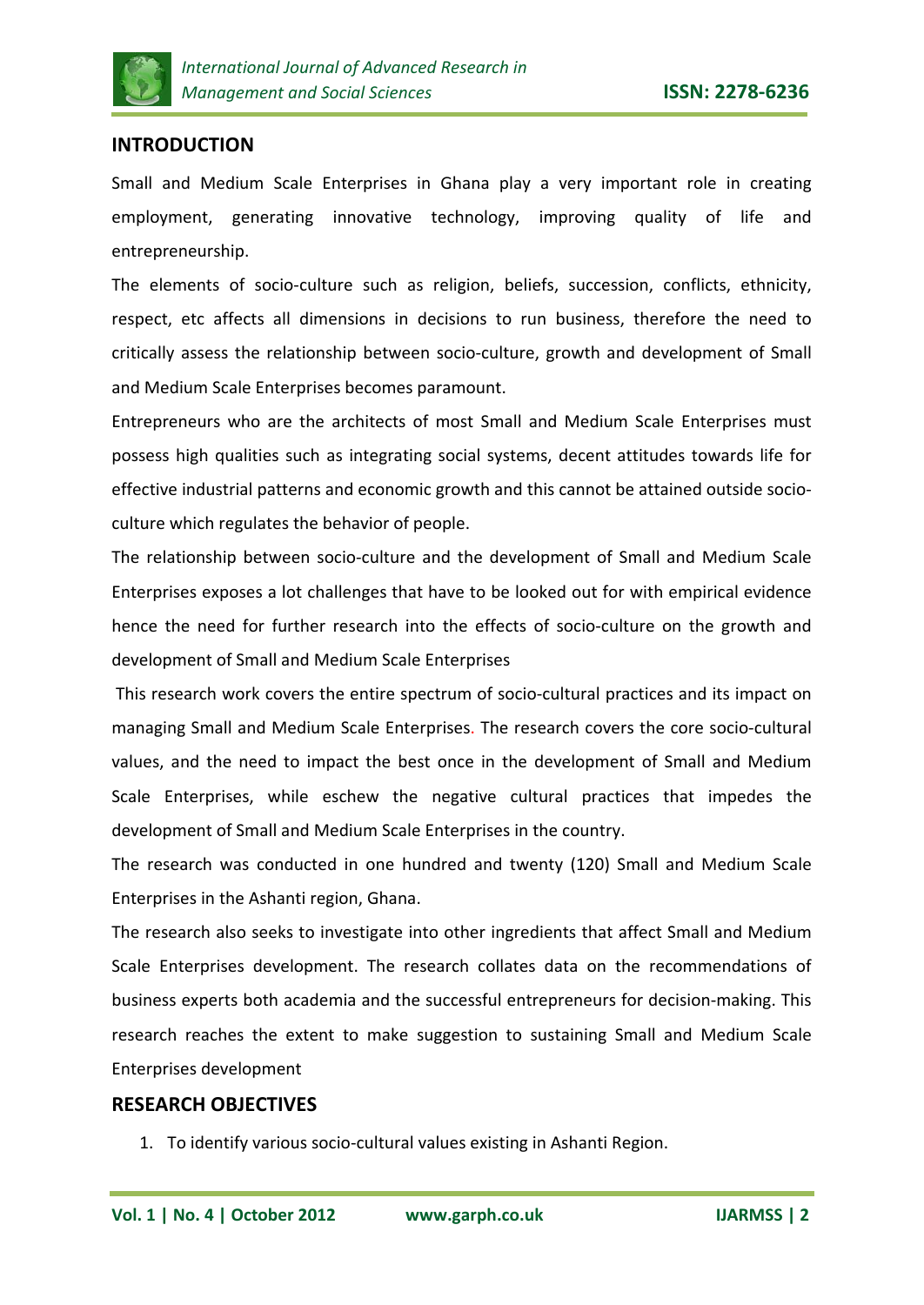## INTRODUCTION

Small and Medium Scale Enterprises in Ghana play a very important role in creating employment, generating innovative technology, improving quality of life and entrepreneurship.

The elements of socio-culture such as religion, beliefs, succession, conflicts, ethnicity, respect, etc affects all dimensions in decisions to run business, therefore the need to critically assess the relationship between socio-culture, growth and development of Small and Medium Scale Enterprises becomes paramount.

Entrepreneurs who are the architects of most Small and Medium Scale Enterprises must possess high qualities such as integrating social systems, decent attitudes towards life for effective industrial patterns and economic growth and this cannot be attained outside socio-culture which regulates the behavior of people.

The relationship between socio-culture and the development of Small and Medium Scale Enterprises exposes a lot challenges that have to be looked out for with empirical evidence hence the need for further research into the effects of socio-culture on the growth and development of Small and Medium Scale Enterprises

This research work covers the entire spectrum of socio-cultural practices and its impact on managing Small and Medium Scale Enterprises. The research covers the core socio-cultural values, and the need to impact the best once in the development of Small and Medium Scale Enterprises, while eschew the negative cultural practices that impedes the development of Small and Medium Scale Enterprises in the country.

The research was conducted in one hundred and twenty (120) Small and Medium Scale Enterprises in the Ashanti region, Ghana.

The research also seeks to investigate into other ingredients that affect Small and Medium Scale Enterprises development. The research collates data on the recommendations of business experts both academia and the successful entrepreneurs for decision-making. This research reaches the extent to make suggestion to sustaining Small and Medium Scale Enterprises development

## RESEARCH OBJECTIVES

1. To identify various socio-cultural values existing in Ashanti Region.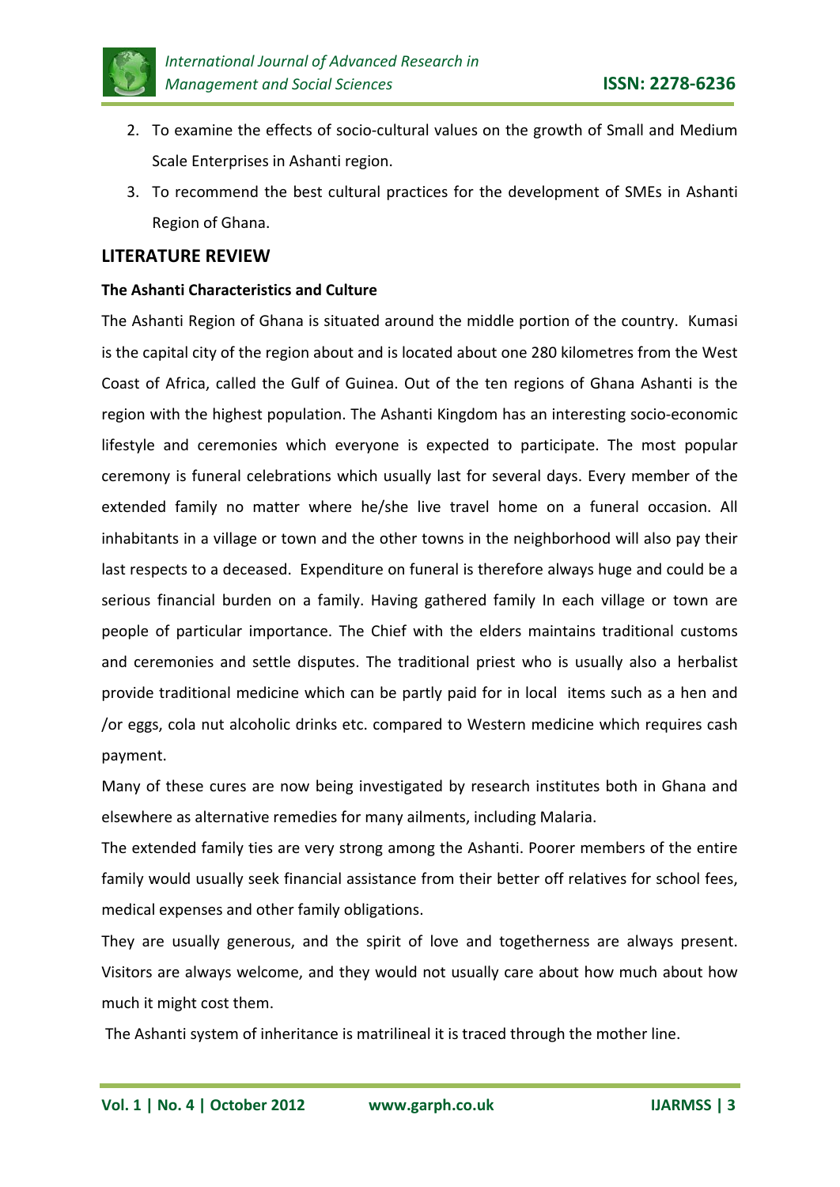2. To examine the effects of socio-cultural values on the growth of Small and Medium Scale Enterprises in Ashanti region.
3. To recommend the best cultural practices for the development of SMEs in Ashanti Region of Ghana.

## LITERATURE REVIEW

### The Ashanti Characteristics and Culture

The Ashanti Region of Ghana is situated around the middle portion of the country. Kumasi is the capital city of the region about and is located about one 280 kilometres from the West Coast of Africa, called the Gulf of Guinea. Out of the ten regions of Ghana Ashanti is the region with the highest population. The Ashanti Kingdom has an interesting socio-economic lifestyle and ceremonies which everyone is expected to participate. The most popular ceremony is funeral celebrations which usually last for several days. Every member of the extended family no matter where he/she live travel home on a funeral occasion. All inhabitants in a village or town and the other towns in the neighborhood will also pay their last respects to a deceased. Expenditure on funeral is therefore always huge and could be a serious financial burden on a family. Having gathered family In each village or town are people of particular importance. The Chief with the elders maintains traditional customs and ceremonies and settle disputes. The traditional priest who is usually also a herbalist provide traditional medicine which can be partly paid for in local items such as a hen and /or eggs, cola nut alcoholic drinks etc. compared to Western medicine which requires cash payment.

Many of these cures are now being investigated by research institutes both in Ghana and elsewhere as alternative remedies for many ailments, including Malaria.

The extended family ties are very strong among the Ashanti. Poorer members of the entire family would usually seek financial assistance from their better off relatives for school fees, medical expenses and other family obligations.

They are usually generous, and the spirit of love and togetherness are always present. Visitors are always welcome, and they would not usually care about how much about how much it might cost them.

The Ashanti system of inheritance is matrilineal it is traced through the mother line.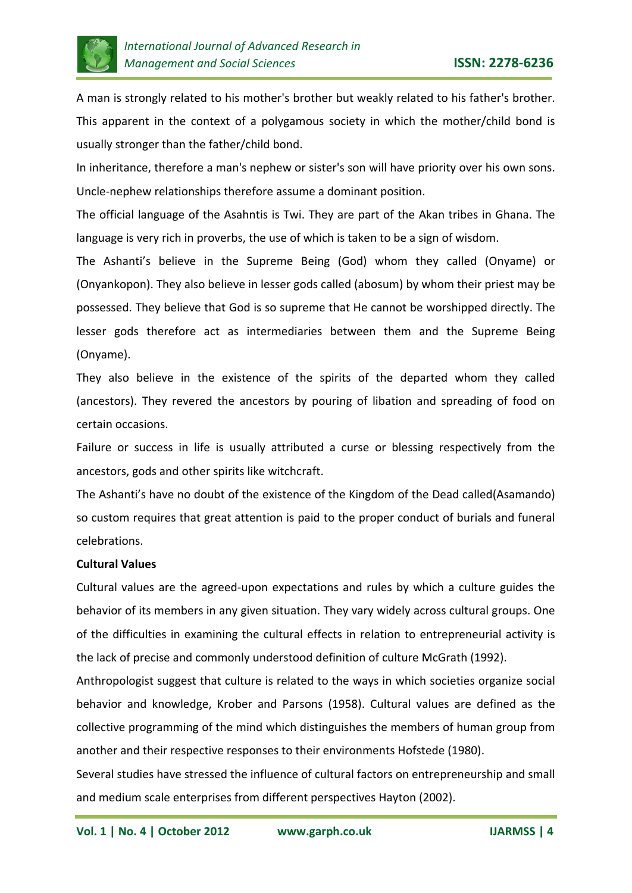A man is strongly related to his mother's brother but weakly related to his father's brother. This apparent in the context of a polygamous society in which the mother/child bond is usually stronger than the father/child bond.

In inheritance, therefore a man's nephew or sister's son will have priority over his own sons. Uncle-nephew relationships therefore assume a dominant position.

The official language of the Asahntis is Twi. They are part of the Akan tribes in Ghana. The language is very rich in proverbs, the use of which is taken to be a sign of wisdom.

The Ashanti's believe in the Supreme Being (God) whom they called (Onyame) or (Onyankopon). They also believe in lesser gods called (abosum) by whom their priest may be possessed. They believe that God is so supreme that He cannot be worshipped directly. The lesser gods therefore act as intermediaries between them and the Supreme Being (Onyame).

They also believe in the existence of the spirits of the departed whom they called (ancestors). They revered the ancestors by pouring of libation and spreading of food on certain occasions.

Failure or success in life is usually attributed a curse or blessing respectively from the ancestors, gods and other spirits like witchcraft.

The Ashanti's have no doubt of the existence of the Kingdom of the Dead called(Asamando) so custom requires that great attention is paid to the proper conduct of burials and funeral celebrations.

**Cultural Values**

Cultural values are the agreed-upon expectations and rules by which a culture guides the behavior of its members in any given situation. They vary widely across cultural groups. One of the difficulties in examining the cultural effects in relation to entrepreneurial activity is the lack of precise and commonly understood definition of culture McGrath (1992).

Anthropologist suggest that culture is related to the ways in which societies organize social behavior and knowledge, Krober and Parsons (1958). Cultural values are defined as the collective programming of the mind which distinguishes the members of human group from another and their respective responses to their environments Hofstede (1980).

Several studies have stressed the influence of cultural factors on entrepreneurship and small and medium scale enterprises from different perspectives Hayton (2002).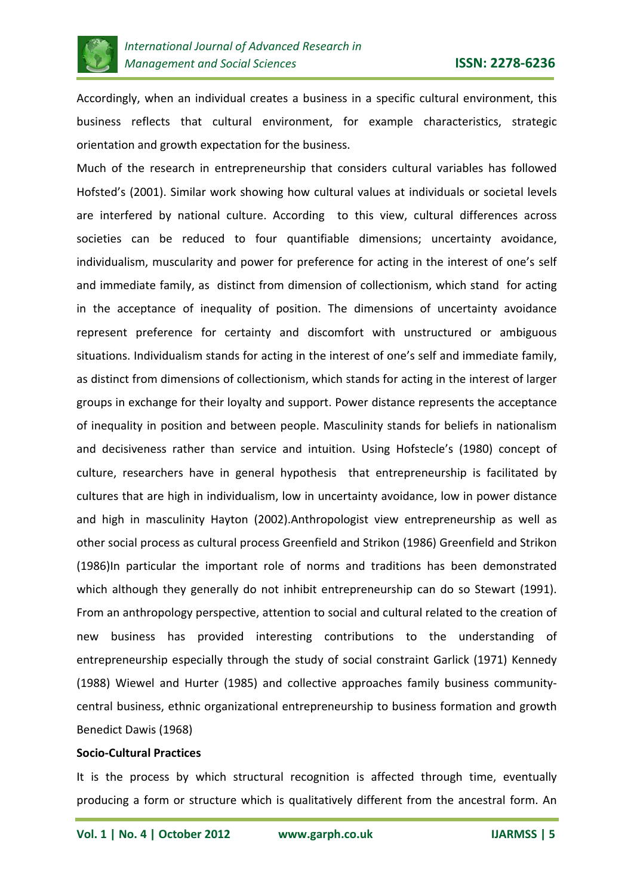Accordingly, when an individual creates a business in a specific cultural environment, this business reflects that cultural environment, for example characteristics, strategic orientation and growth expectation for the business.

Much of the research in entrepreneurship that considers cultural variables has followed Hofsted's (2001). Similar work showing how cultural values at individuals or societal levels are interfered by national culture. According to this view, cultural differences across societies can be reduced to four quantifiable dimensions; uncertainty avoidance, individualism, muscularity and power for preference for acting in the interest of one's self and immediate family, as distinct from dimension of collectionism, which stand for acting in the acceptance of inequality of position. The dimensions of uncertainty avoidance represent preference for certainty and discomfort with unstructured or ambiguous situations. Individualism stands for acting in the interest of one's self and immediate family, as distinct from dimensions of collectionism, which stands for acting in the interest of larger groups in exchange for their loyalty and support. Power distance represents the acceptance of inequality in position and between people. Masculinity stands for beliefs in nationalism and decisiveness rather than service and intuition. Using Hofstecle's (1980) concept of culture, researchers have in general hypothesis that entrepreneurship is facilitated by cultures that are high in individualism, low in uncertainty avoidance, low in power distance and high in masculinity Hayton (2002).Anthropologist view entrepreneurship as well as other social process as cultural process Greenfield and Strikon (1986) Greenfield and Strikon (1986)In particular the important role of norms and traditions has been demonstrated which although they generally do not inhibit entrepreneurship can do so Stewart (1991). From an anthropology perspective, attention to social and cultural related to the creation of new business has provided interesting contributions to the understanding of entrepreneurship especially through the study of social constraint Garlick (1971) Kennedy (1988) Wiewel and Hurter (1985) and collective approaches family business community-central business, ethnic organizational entrepreneurship to business formation and growth Benedict Dawis (1968)

**Socio-Cultural Practices**

It is the process by which structural recognition is affected through time, eventually producing a form or structure which is qualitatively different from the ancestral form. An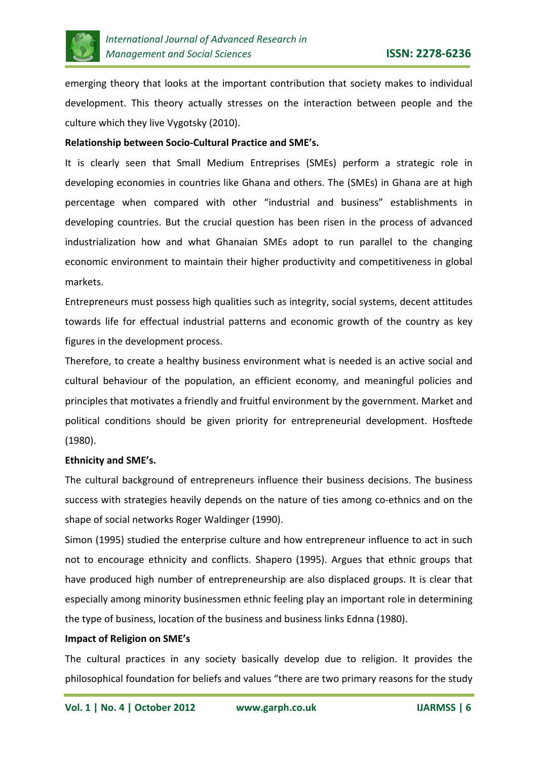emerging theory that looks at the important contribution that society makes to individual development. This theory actually stresses on the interaction between people and the culture which they live Vygotsky (2010).

**Relationship between Socio-Cultural Practice and SME's.**

It is clearly seen that Small Medium Entreprises (SMEs) perform a strategic role in developing economies in countries like Ghana and others. The (SMEs) in Ghana are at high percentage when compared with other "industrial and business" establishments in developing countries. But the crucial question has been risen in the process of advanced industrialization how and what Ghanaian SMEs adopt to run parallel to the changing economic environment to maintain their higher productivity and competitiveness in global markets.

Entrepreneurs must possess high qualities such as integrity, social systems, decent attitudes towards life for effectual industrial patterns and economic growth of the country as key figures in the development process.

Therefore, to create a healthy business environment what is needed is an active social and cultural behaviour of the population, an efficient economy, and meaningful policies and principles that motivates a friendly and fruitful environment by the government. Market and political conditions should be given priority for entrepreneurial development. Hosftede (1980).

**Ethnicity and SME's.**

The cultural background of entrepreneurs influence their business decisions. The business success with strategies heavily depends on the nature of ties among co-ethnics and on the shape of social networks Roger Waldinger (1990).

Simon (1995) studied the enterprise culture and how entrepreneur influence to act in such not to encourage ethnicity and conflicts. Shapero (1995). Argues that ethnic groups that have produced high number of entrepreneurship are also displaced groups. It is clear that especially among minority businessmen ethnic feeling play an important role in determining the type of business, location of the business and business links Ednna (1980).

**Impact of Religion on SME's**

The cultural practices in any society basically develop due to religion. It provides the philosophical foundation for beliefs and values "there are two primary reasons for the study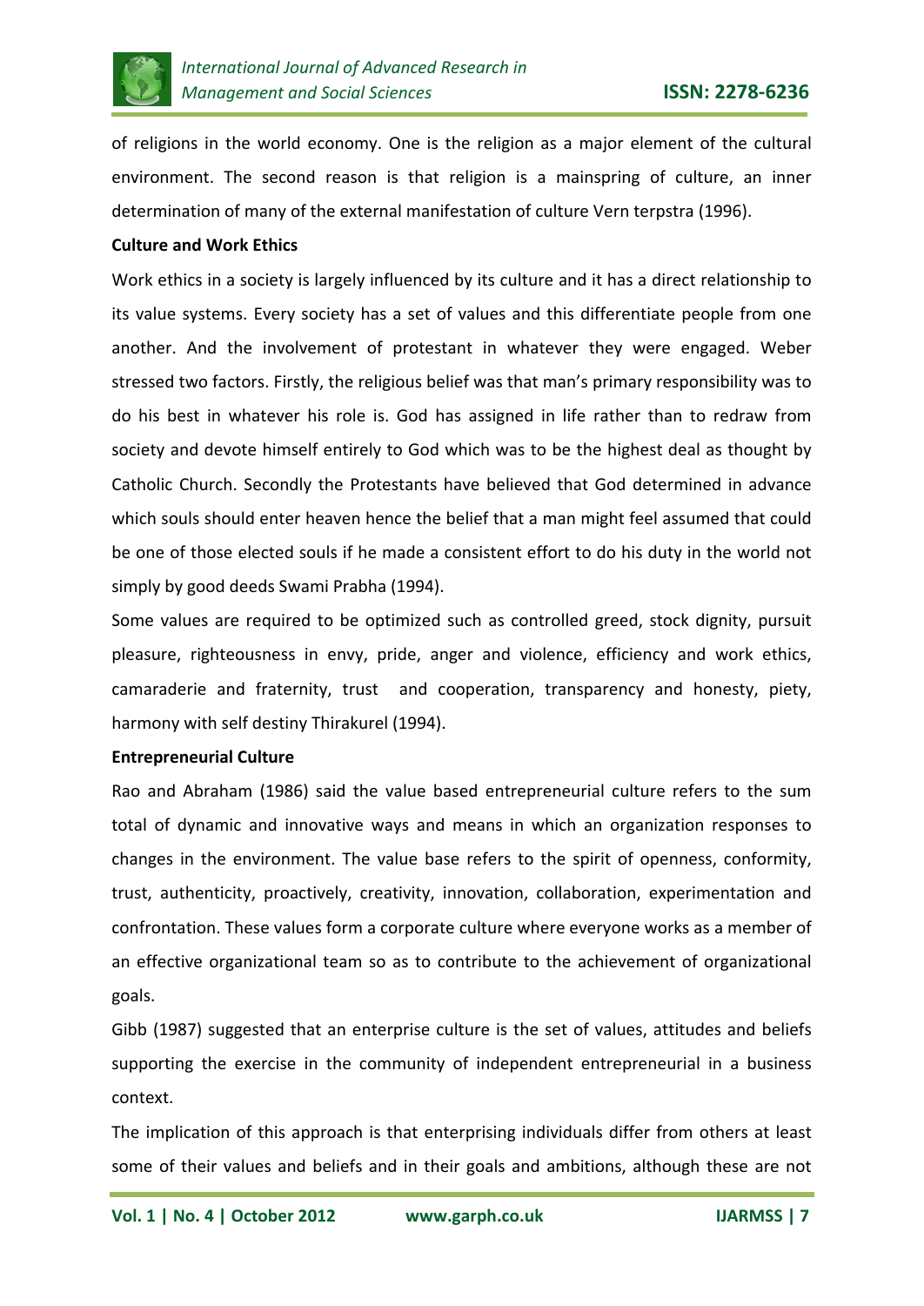of religions in the world economy. One is the religion as a major element of the cultural environment. The second reason is that religion is a mainspring of culture, an inner determination of many of the external manifestation of culture Vern terpstra (1996).

**Culture and Work Ethics**

Work ethics in a society is largely influenced by its culture and it has a direct relationship to its value systems. Every society has a set of values and this differentiate people from one another. And the involvement of protestant in whatever they were engaged. Weber stressed two factors. Firstly, the religious belief was that man's primary responsibility was to do his best in whatever his role is. God has assigned in life rather than to redraw from society and devote himself entirely to God which was to be the highest deal as thought by Catholic Church. Secondly the Protestants have believed that God determined in advance which souls should enter heaven hence the belief that a man might feel assumed that could be one of those elected souls if he made a consistent effort to do his duty in the world not simply by good deeds Swami Prabha (1994).

Some values are required to be optimized such as controlled greed, stock dignity, pursuit pleasure, righteousness in envy, pride, anger and violence, efficiency and work ethics, camaraderie and fraternity, trust and cooperation, transparency and honesty, piety, harmony with self destiny Thirakurel (1994).

**Entrepreneurial Culture**

Rao and Abraham (1986) said the value based entrepreneurial culture refers to the sum total of dynamic and innovative ways and means in which an organization responses to changes in the environment. The value base refers to the spirit of openness, conformity, trust, authenticity, proactively, creativity, innovation, collaboration, experimentation and confrontation. These values form a corporate culture where everyone works as a member of an effective organizational team so as to contribute to the achievement of organizational goals.

Gibb (1987) suggested that an enterprise culture is the set of values, attitudes and beliefs supporting the exercise in the community of independent entrepreneurial in a business context.

The implication of this approach is that enterprising individuals differ from others at least some of their values and beliefs and in their goals and ambitions, although these are not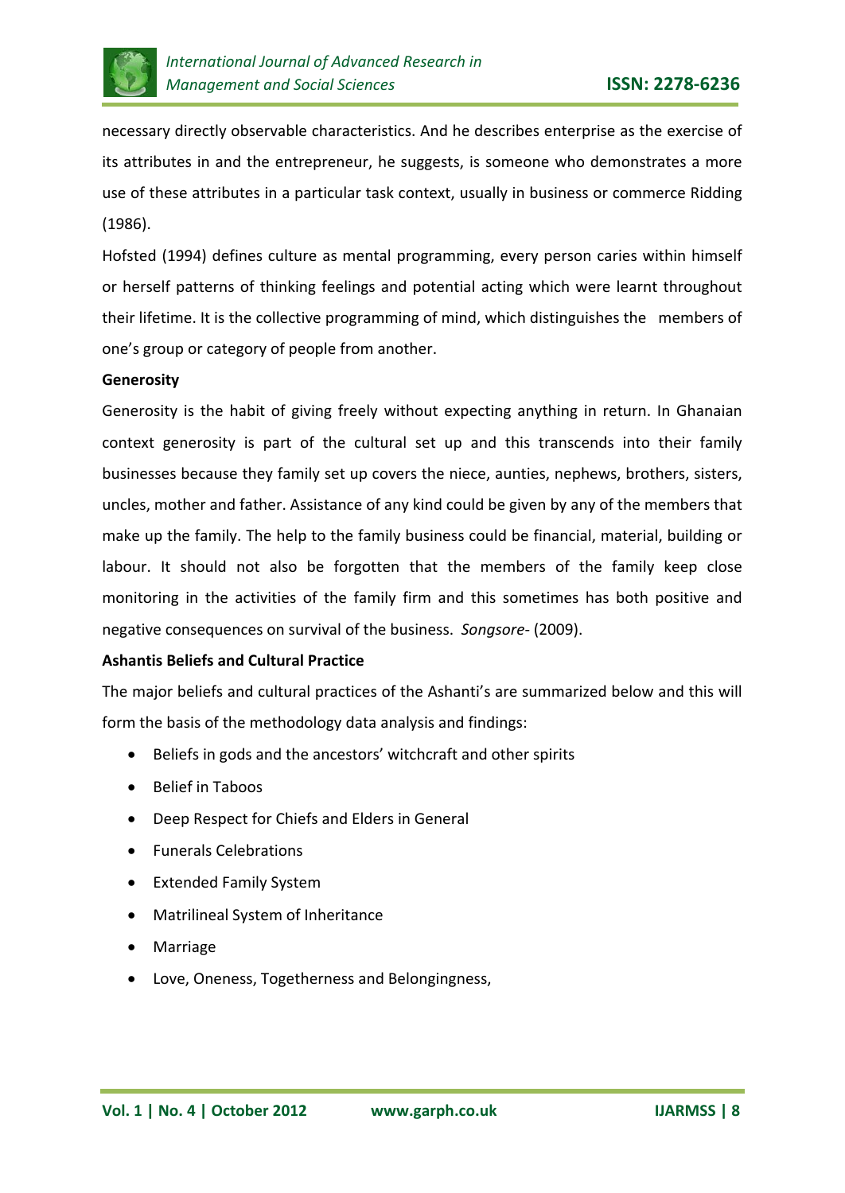necessary directly observable characteristics. And he describes enterprise as the exercise of its attributes in and the entrepreneur, he suggests, is someone who demonstrates a more use of these attributes in a particular task context, usually in business or commerce Ridding (1986).

Hofsted (1994) defines culture as mental programming, every person caries within himself or herself patterns of thinking feelings and potential acting which were learnt throughout their lifetime. It is the collective programming of mind, which distinguishes the members of one's group or category of people from another.

**Generosity**

Generosity is the habit of giving freely without expecting anything in return. In Ghanaian context generosity is part of the cultural set up and this transcends into their family businesses because they family set up covers the niece, aunties, nephews, brothers, sisters, uncles, mother and father. Assistance of any kind could be given by any of the members that make up the family. The help to the family business could be financial, material, building or labour. It should not also be forgotten that the members of the family keep close monitoring in the activities of the family firm and this sometimes has both positive and negative consequences on survival of the business. *Songsore*- (2009).

**Ashantis Beliefs and Cultural Practice**

The major beliefs and cultural practices of the Ashanti's are summarized below and this will form the basis of the methodology data analysis and findings:

- Beliefs in gods and the ancestors' witchcraft and other spirits
- Belief in Taboos
- Deep Respect for Chiefs and Elders in General
- Funerals Celebrations
- Extended Family System
- Matrilineal System of Inheritance
- Marriage
- Love, Oneness, Togetherness and Belongingness,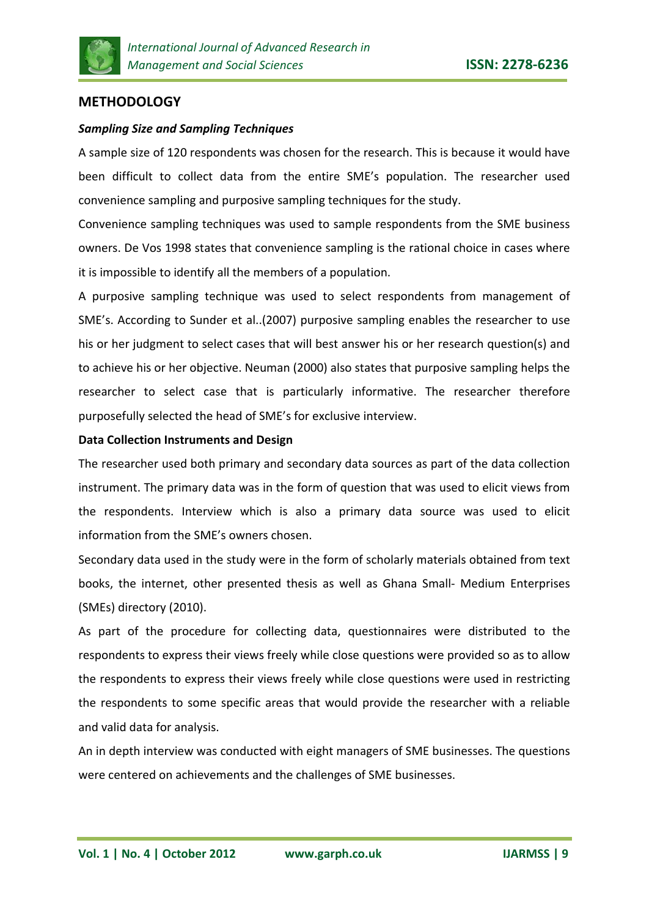## METHODOLOGY

### *Sampling Size and Sampling Techniques*

A sample size of 120 respondents was chosen for the research. This is because it would have been difficult to collect data from the entire SME's population. The researcher used convenience sampling and purposive sampling techniques for the study.

Convenience sampling techniques was used to sample respondents from the SME business owners. De Vos 1998 states that convenience sampling is the rational choice in cases where it is impossible to identify all the members of a population.

A purposive sampling technique was used to select respondents from management of SME's. According to Sunder et al..(2007) purposive sampling enables the researcher to use his or her judgment to select cases that will best answer his or her research question(s) and to achieve his or her objective. Neuman (2000) also states that purposive sampling helps the researcher to select case that is particularly informative. The researcher therefore purposefully selected the head of SME's for exclusive interview.

### Data Collection Instruments and Design

The researcher used both primary and secondary data sources as part of the data collection instrument. The primary data was in the form of question that was used to elicit views from the respondents. Interview which is also a primary data source was used to elicit information from the SME's owners chosen.

Secondary data used in the study were in the form of scholarly materials obtained from text books, the internet, other presented thesis as well as Ghana Small- Medium Enterprises (SMEs) directory (2010).

As part of the procedure for collecting data, questionnaires were distributed to the respondents to express their views freely while close questions were provided so as to allow the respondents to express their views freely while close questions were used in restricting the respondents to some specific areas that would provide the researcher with a reliable and valid data for analysis.

An in depth interview was conducted with eight managers of SME businesses. The questions were centered on achievements and the challenges of SME businesses.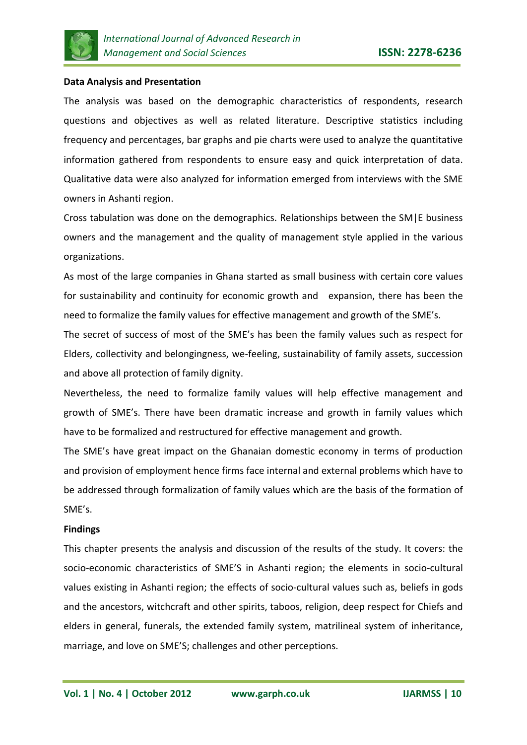**Data Analysis and Presentation**

The analysis was based on the demographic characteristics of respondents, research questions and objectives as well as related literature. Descriptive statistics including frequency and percentages, bar graphs and pie charts were used to analyze the quantitative information gathered from respondents to ensure easy and quick interpretation of data. Qualitative data were also analyzed for information emerged from interviews with the SME owners in Ashanti region.

Cross tabulation was done on the demographics. Relationships between the SM|E business owners and the management and the quality of management style applied in the various organizations.

As most of the large companies in Ghana started as small business with certain core values for sustainability and continuity for economic growth and expansion, there has been the need to formalize the family values for effective management and growth of the SME's.

The secret of success of most of the SME's has been the family values such as respect for Elders, collectivity and belongingness, we-feeling, sustainability of family assets, succession and above all protection of family dignity.

Nevertheless, the need to formalize family values will help effective management and growth of SME's. There have been dramatic increase and growth in family values which have to be formalized and restructured for effective management and growth.

The SME's have great impact on the Ghanaian domestic economy in terms of production and provision of employment hence firms face internal and external problems which have to be addressed through formalization of family values which are the basis of the formation of SME's.

**Findings**

This chapter presents the analysis and discussion of the results of the study. It covers: the socio-economic characteristics of SME'S in Ashanti region; the elements in socio-cultural values existing in Ashanti region; the effects of socio-cultural values such as, beliefs in gods and the ancestors, witchcraft and other spirits, taboos, religion, deep respect for Chiefs and elders in general, funerals, the extended family system, matrilineal system of inheritance, marriage, and love on SME'S; challenges and other perceptions.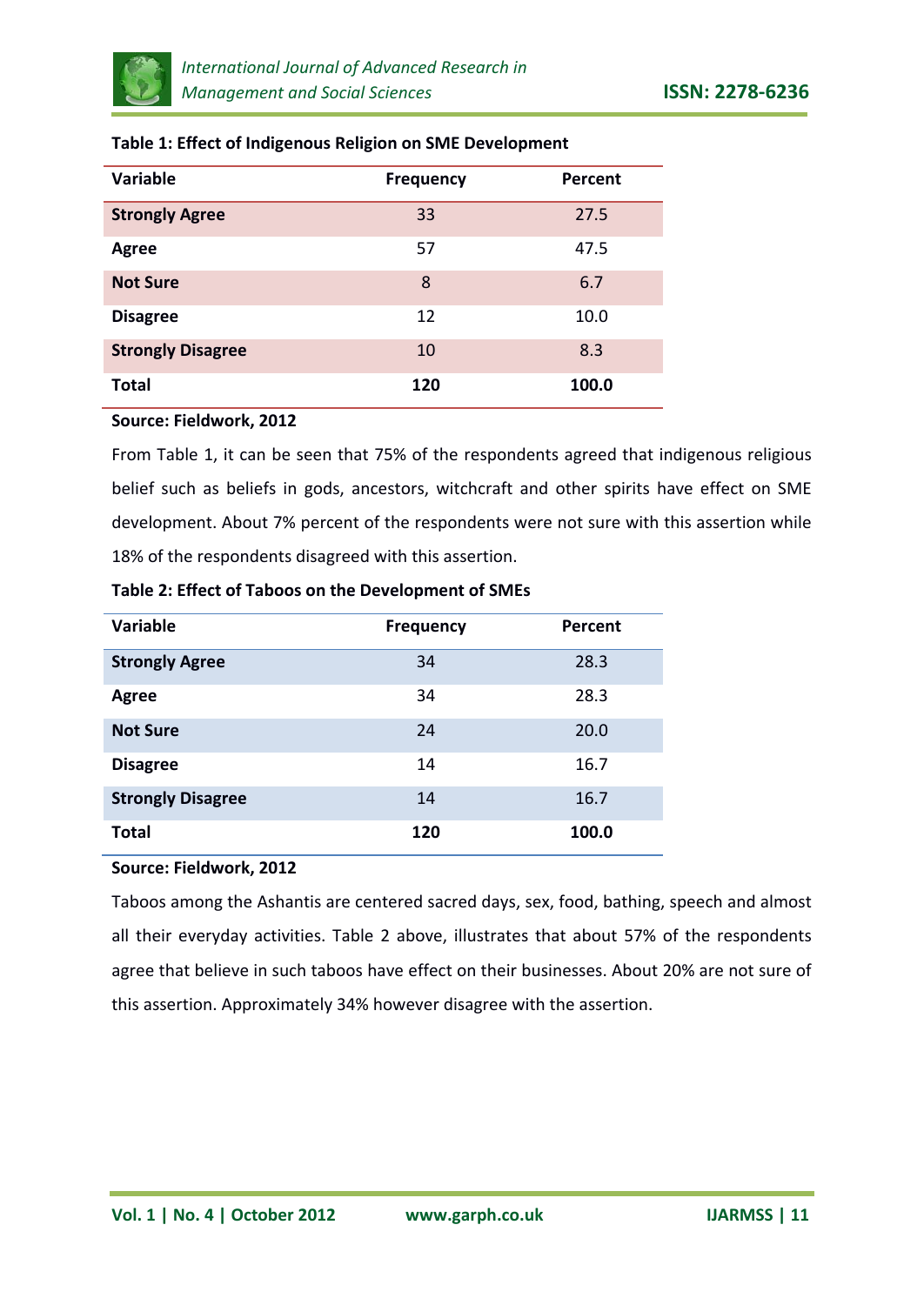**Table 1: Effect of Indigenous Religion on SME Development**

| Variable | Frequency | Percent |
|---|---|---|
| **Strongly Agree** | 33 | 27.5 |
| **Agree** | 57 | 47.5 |
| **Not Sure** | 8 | 6.7 |
| **Disagree** | 12 | 10.0 |
| **Strongly Disagree** | 10 | 8.3 |
| **Total** | **120** | **100.0** |

**Source: Fieldwork, 2012**

From Table 1, it can be seen that 75% of the respondents agreed that indigenous religious belief such as beliefs in gods, ancestors, witchcraft and other spirits have effect on SME development. About 7% percent of the respondents were not sure with this assertion while 18% of the respondents disagreed with this assertion.

**Table 2: Effect of Taboos on the Development of SMEs**

| Variable | Frequency | Percent |
|---|---|---|
| **Strongly Agree** | 34 | 28.3 |
| **Agree** | 34 | 28.3 |
| **Not Sure** | 24 | 20.0 |
| **Disagree** | 14 | 16.7 |
| **Strongly Disagree** | 14 | 16.7 |
| **Total** | **120** | **100.0** |

**Source: Fieldwork, 2012**

Taboos among the Ashantis are centered sacred days, sex, food, bathing, speech and almost all their everyday activities. Table 2 above, illustrates that about 57% of the respondents agree that believe in such taboos have effect on their businesses. About 20% are not sure of this assertion. Approximately 34% however disagree with the assertion.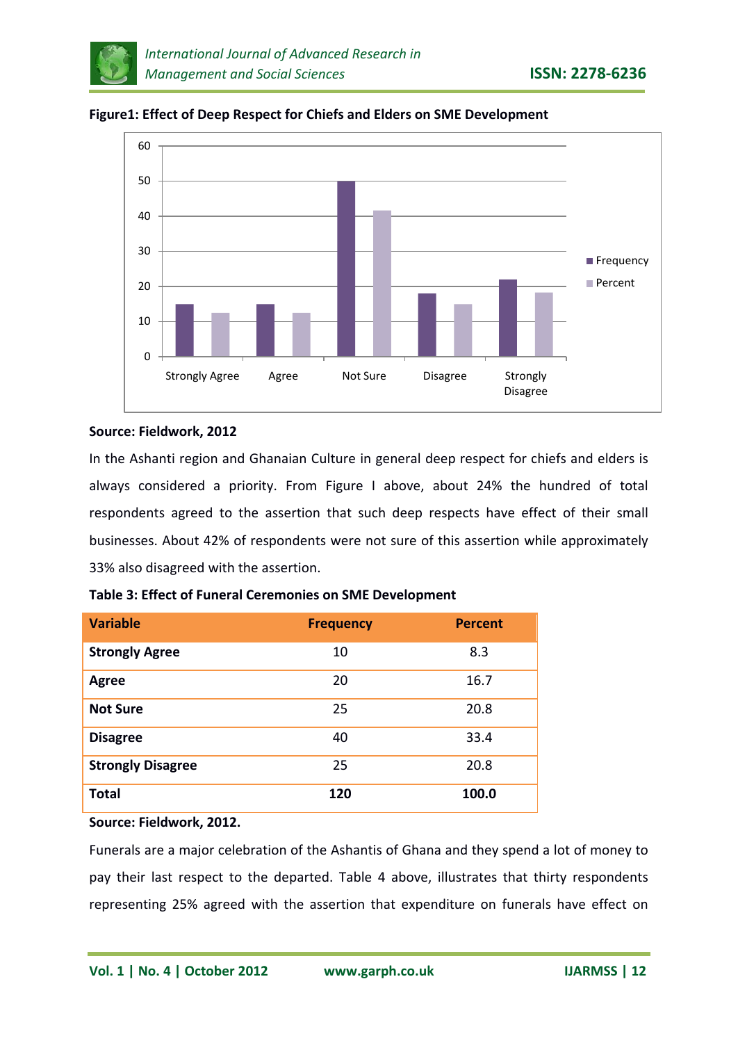**Figure1: Effect of Deep Respect for Chiefs and Elders on SME Development**

**Source: Fieldwork, 2012**

In the Ashanti region and Ghanaian Culture in general deep respect for chiefs and elders is always considered a priority. From Figure I above, about 24% the hundred of total respondents agreed to the assertion that such deep respects have effect of their small businesses. About 42% of respondents were not sure of this assertion while approximately 33% also disagreed with the assertion.

**Table 3: Effect of Funeral Ceremonies on SME Development**

| Variable | Frequency | Percent |
|---|---|---|
| **Strongly Agree** | 10 | 8.3 |
| **Agree** | 20 | 16.7 |
| **Not Sure** | 25 | 20.8 |
| **Disagree** | 40 | 33.4 |
| **Strongly Disagree** | 25 | 20.8 |
| **Total** | **120** | **100.0** |

**Source: Fieldwork, 2012.**

Funerals are a major celebration of the Ashantis of Ghana and they spend a lot of money to pay their last respect to the departed. Table 4 above, illustrates that thirty respondents representing 25% agreed with the assertion that expenditure on funerals have effect on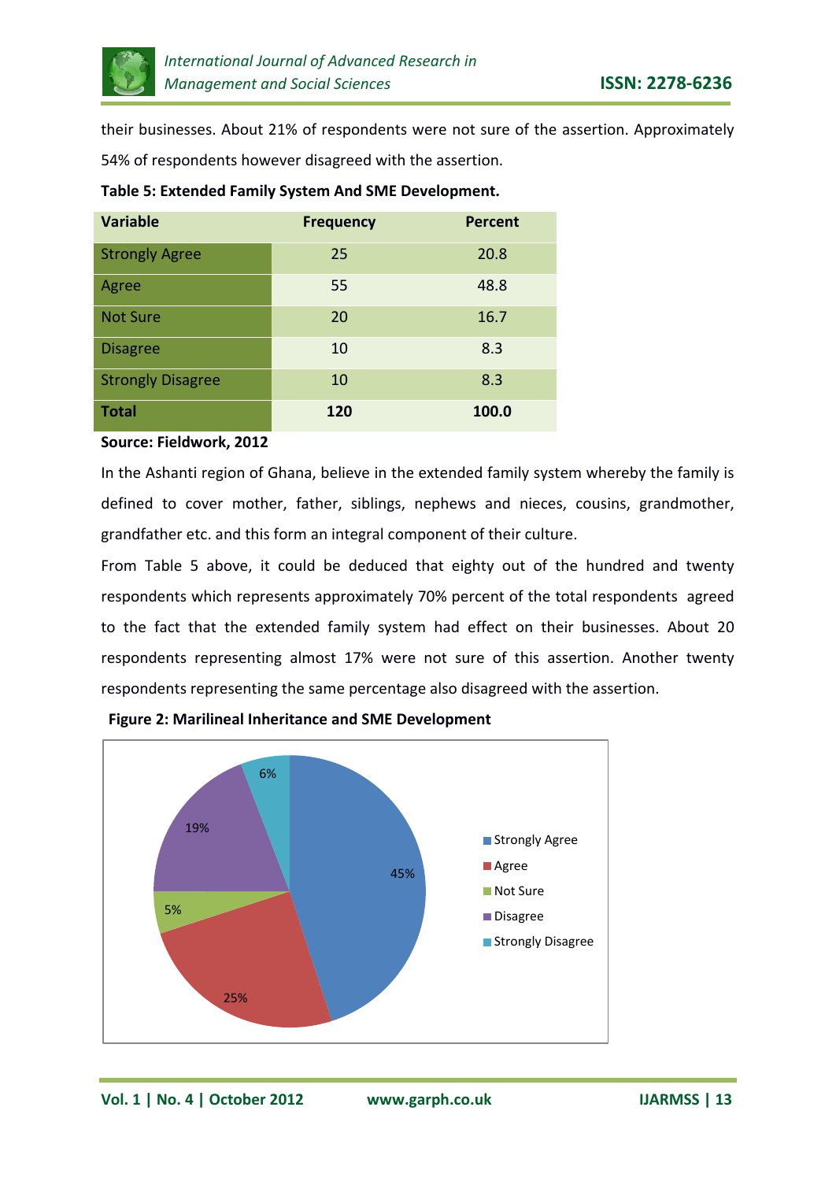their businesses. About 21% of respondents were not sure of the assertion. Approximately 54% of respondents however disagreed with the assertion.

**Table 5: Extended Family System And SME Development.**

| Variable | Frequency | Percent |
|---|---|---|
| Strongly Agree | 25 | 20.8 |
| Agree | 55 | 48.8 |
| Not Sure | 20 | 16.7 |
| Disagree | 10 | 8.3 |
| Strongly Disagree | 10 | 8.3 |
| **Total** | **120** | **100.0** |

**Source: Fieldwork, 2012**

In the Ashanti region of Ghana, believe in the extended family system whereby the family is defined to cover mother, father, siblings, nephews and nieces, cousins, grandmother, grandfather etc. and this form an integral component of their culture.

From Table 5 above, it could be deduced that eighty out of the hundred and twenty respondents which represents approximately 70% percent of the total respondents agreed to the fact that the extended family system had effect on their businesses. About 20 respondents representing almost 17% were not sure of this assertion. Another twenty respondents representing the same percentage also disagreed with the assertion.

**Figure 2: Marilineal Inheritance and SME Development**

| Response | Percent |
|---|---|
| Strongly Agree | 45% |
| Agree | 25% |
| Not Sure | 5% |
| Disagree | 19% |
| Strongly Disagree | 6% |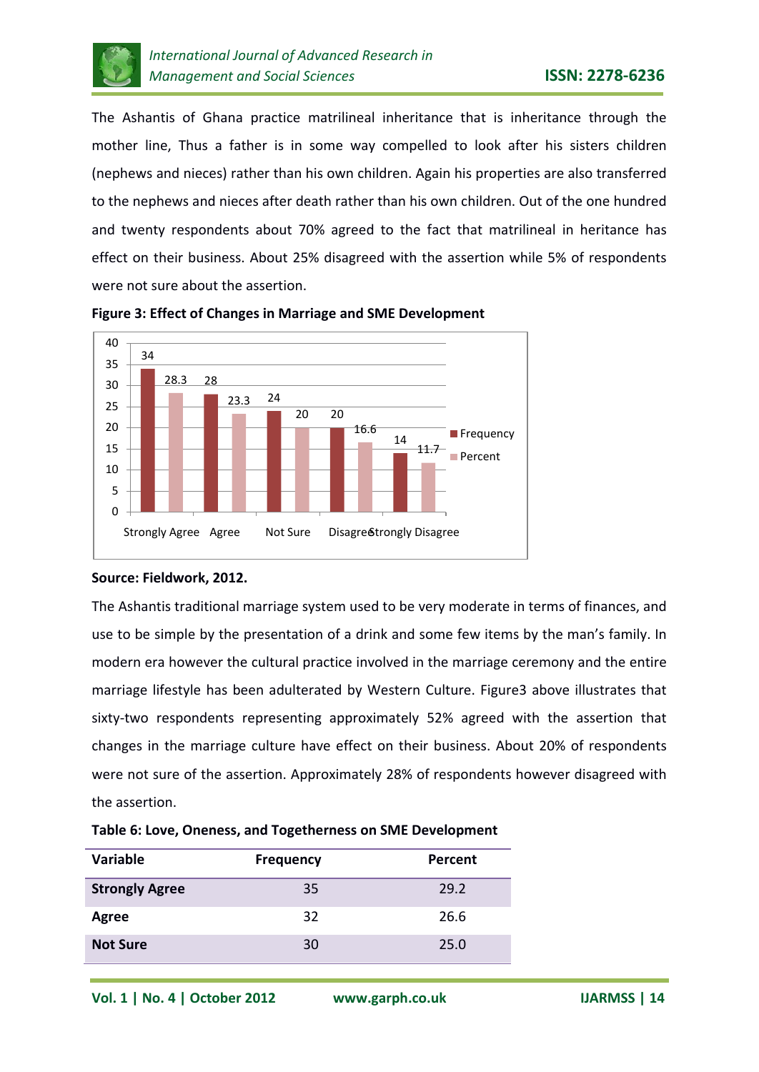The Ashantis of Ghana practice matrilineal inheritance that is inheritance through the mother line, Thus a father is in some way compelled to look after his sisters children (nephews and nieces) rather than his own children. Again his properties are also transferred to the nephews and nieces after death rather than his own children. Out of the one hundred and twenty respondents about 70% agreed to the fact that matrilineal in heritance has effect on their business. About 25% disagreed with the assertion while 5% of respondents were not sure about the assertion.

**Figure 3: Effect of Changes in Marriage and SME Development**

| | Frequency | Percent |
|---|---|---|
| Strongly Agree | 34 | 28.3 |
| Agree | 28 | 23.3 |
| Not Sure | 24 | 20 |
| Disagree | 20 | 16.6 |
| Strongly Disagree | 14 | 11.7 |

**Source: Fieldwork, 2012.**

The Ashantis traditional marriage system used to be very moderate in terms of finances, and use to be simple by the presentation of a drink and some few items by the man's family. In modern era however the cultural practice involved in the marriage ceremony and the entire marriage lifestyle has been adulterated by Western Culture. Figure3 above illustrates that sixty-two respondents representing approximately 52% agreed with the assertion that changes in the marriage culture have effect on their business. About 20% of respondents were not sure of the assertion. Approximately 28% of respondents however disagreed with the assertion.

**Table 6: Love, Oneness, and Togetherness on SME Development**

| Variable | Frequency | Percent |
|---|---|---|
| **Strongly Agree** | 35 | 29.2 |
| **Agree** | 32 | 26.6 |
| **Not Sure** | 30 | 25.0 |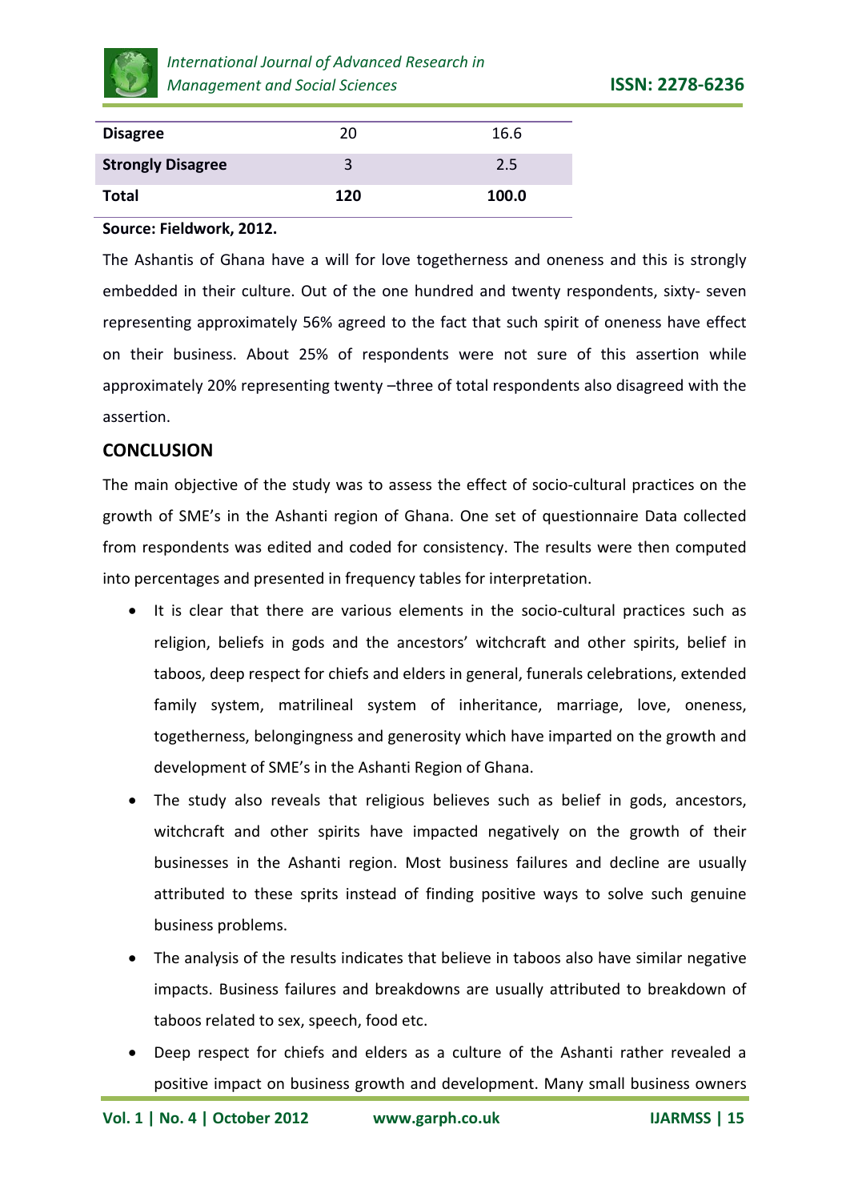| Disagree | 20 | 16.6 |
|---|---|---|
| **Strongly Disagree** | 3 | 2.5 |
| **Total** | **120** | **100.0** |

**Source: Fieldwork, 2012.**

The Ashantis of Ghana have a will for love togetherness and oneness and this is strongly embedded in their culture. Out of the one hundred and twenty respondents, sixty- seven representing approximately 56% agreed to the fact that such spirit of oneness have effect on their business. About 25% of respondents were not sure of this assertion while approximately 20% representing twenty –three of total respondents also disagreed with the assertion.

## CONCLUSION

The main objective of the study was to assess the effect of socio-cultural practices on the growth of SME's in the Ashanti region of Ghana. One set of questionnaire Data collected from respondents was edited and coded for consistency. The results were then computed into percentages and presented in frequency tables for interpretation.

- It is clear that there are various elements in the socio-cultural practices such as religion, beliefs in gods and the ancestors' witchcraft and other spirits, belief in taboos, deep respect for chiefs and elders in general, funerals celebrations, extended family system, matrilineal system of inheritance, marriage, love, oneness, togetherness, belongingness and generosity which have imparted on the growth and development of SME's in the Ashanti Region of Ghana.
- The study also reveals that religious believes such as belief in gods, ancestors, witchcraft and other spirits have impacted negatively on the growth of their businesses in the Ashanti region. Most business failures and decline are usually attributed to these sprits instead of finding positive ways to solve such genuine business problems.
- The analysis of the results indicates that believe in taboos also have similar negative impacts. Business failures and breakdowns are usually attributed to breakdown of taboos related to sex, speech, food etc.
- Deep respect for chiefs and elders as a culture of the Ashanti rather revealed a positive impact on business growth and development. Many small business owners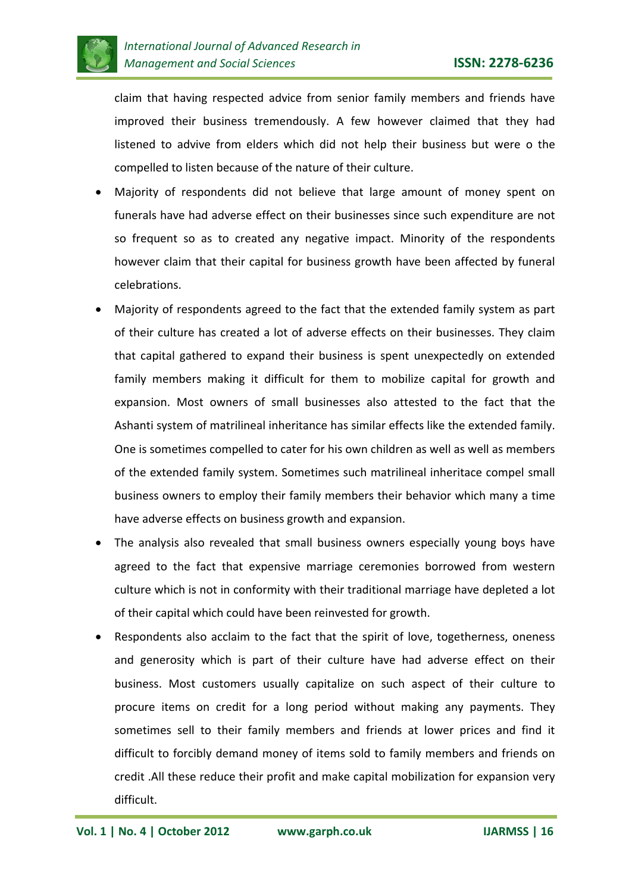claim that having respected advice from senior family members and friends have improved their business tremendously. A few however claimed that they had listened to advive from elders which did not help their business but were o the compelled to listen because of the nature of their culture.

- Majority of respondents did not believe that large amount of money spent on funerals have had adverse effect on their businesses since such expenditure are not so frequent so as to created any negative impact. Minority of the respondents however claim that their capital for business growth have been affected by funeral celebrations.
- Majority of respondents agreed to the fact that the extended family system as part of their culture has created a lot of adverse effects on their businesses. They claim that capital gathered to expand their business is spent unexpectedly on extended family members making it difficult for them to mobilize capital for growth and expansion. Most owners of small businesses also attested to the fact that the Ashanti system of matrilineal inheritance has similar effects like the extended family. One is sometimes compelled to cater for his own children as well as well as members of the extended family system. Sometimes such matrilineal inheritace compel small business owners to employ their family members their behavior which many a time have adverse effects on business growth and expansion.
- The analysis also revealed that small business owners especially young boys have agreed to the fact that expensive marriage ceremonies borrowed from western culture which is not in conformity with their traditional marriage have depleted a lot of their capital which could have been reinvested for growth.
- Respondents also acclaim to the fact that the spirit of love, togetherness, oneness and generosity which is part of their culture have had adverse effect on their business. Most customers usually capitalize on such aspect of their culture to procure items on credit for a long period without making any payments. They sometimes sell to their family members and friends at lower prices and find it difficult to forcibly demand money of items sold to family members and friends on credit .All these reduce their profit and make capital mobilization for expansion very difficult.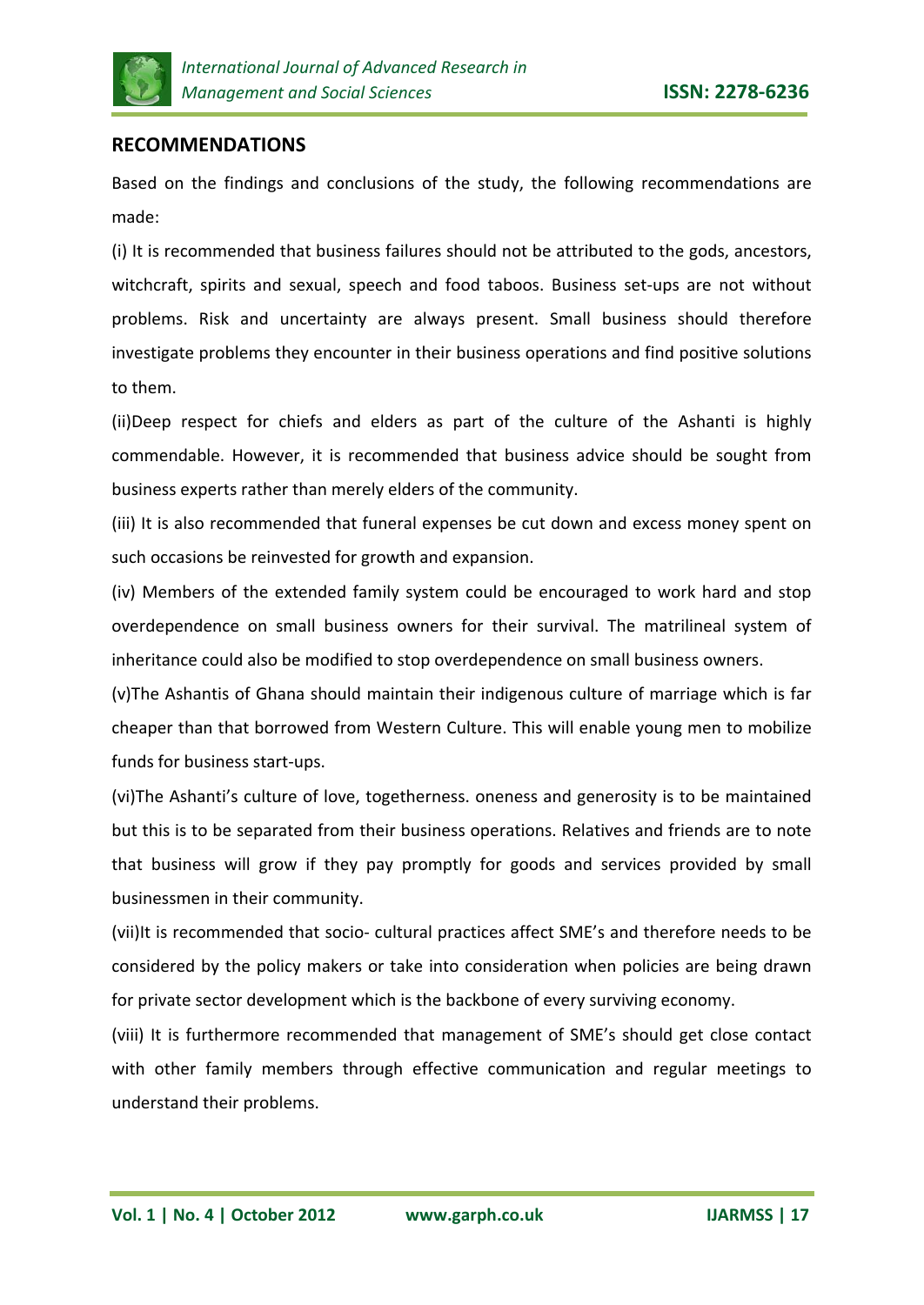## RECOMMENDATIONS

Based on the findings and conclusions of the study, the following recommendations are made:

(i) It is recommended that business failures should not be attributed to the gods, ancestors, witchcraft, spirits and sexual, speech and food taboos. Business set-ups are not without problems. Risk and uncertainty are always present. Small business should therefore investigate problems they encounter in their business operations and find positive solutions to them.

(ii)Deep respect for chiefs and elders as part of the culture of the Ashanti is highly commendable. However, it is recommended that business advice should be sought from business experts rather than merely elders of the community.

(iii) It is also recommended that funeral expenses be cut down and excess money spent on such occasions be reinvested for growth and expansion.

(iv) Members of the extended family system could be encouraged to work hard and stop overdependence on small business owners for their survival. The matrilineal system of inheritance could also be modified to stop overdependence on small business owners.

(v)The Ashantis of Ghana should maintain their indigenous culture of marriage which is far cheaper than that borrowed from Western Culture. This will enable young men to mobilize funds for business start-ups.

(vi)The Ashanti's culture of love, togetherness. oneness and generosity is to be maintained but this is to be separated from their business operations. Relatives and friends are to note that business will grow if they pay promptly for goods and services provided by small businessmen in their community.

(vii)It is recommended that socio- cultural practices affect SME's and therefore needs to be considered by the policy makers or take into consideration when policies are being drawn for private sector development which is the backbone of every surviving economy.

(viii) It is furthermore recommended that management of SME's should get close contact with other family members through effective communication and regular meetings to understand their problems.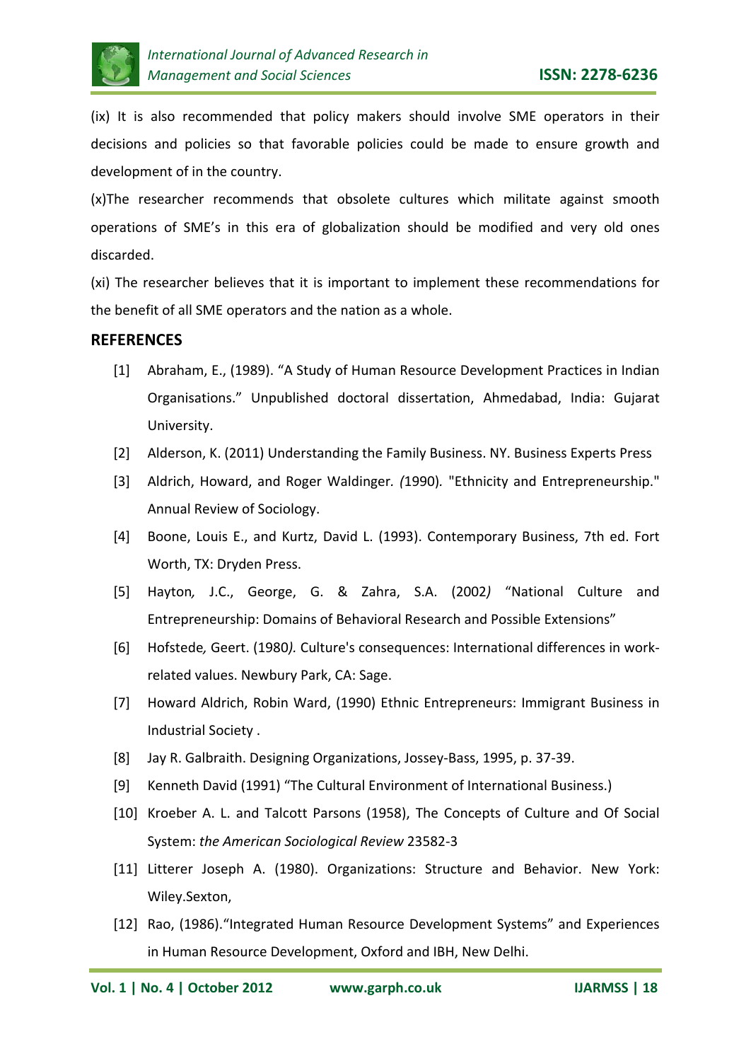(ix) It is also recommended that policy makers should involve SME operators in their decisions and policies so that favorable policies could be made to ensure growth and development of in the country.

(x)The researcher recommends that obsolete cultures which militate against smooth operations of SME's in this era of globalization should be modified and very old ones discarded.

(xi) The researcher believes that it is important to implement these recommendations for the benefit of all SME operators and the nation as a whole.

## REFERENCES

[1] Abraham, E., (1989). "A Study of Human Resource Development Practices in Indian Organisations." Unpublished doctoral dissertation, Ahmedabad, India: Gujarat University.

[2] Alderson, K. (2011) Understanding the Family Business. NY. Business Experts Press

[3] Aldrich, Howard, and Roger Waldinger*. (*1990*).* "Ethnicity and Entrepreneurship." Annual Review of Sociology.

[4] Boone, Louis E., and Kurtz, David L. (1993). Contemporary Business, 7th ed. Fort Worth, TX: Dryden Press.

[5] Hayton*,* J.C., George, G. & Zahra, S.A. (2002*)* "National Culture and Entrepreneurship: Domains of Behavioral Research and Possible Extensions"

[6] Hofstede*,* Geert. (1980*).* Culture's consequences: International differences in work-related values. Newbury Park, CA: Sage.

[7] Howard Aldrich, Robin Ward, (1990) Ethnic Entrepreneurs: Immigrant Business in Industrial Society .

[8] Jay R. Galbraith. Designing Organizations, Jossey-Bass, 1995, p. 37-39.

[9] Kenneth David (1991) "The Cultural Environment of International Business.)

[10] Kroeber A. L. and Talcott Parsons (1958), The Concepts of Culture and Of Social System: *the American Sociological Review* 23582-3

[11] Litterer Joseph A. (1980). Organizations: Structure and Behavior. New York: Wiley.Sexton,

[12] Rao, (1986)."Integrated Human Resource Development Systems" and Experiences in Human Resource Development, Oxford and IBH, New Delhi.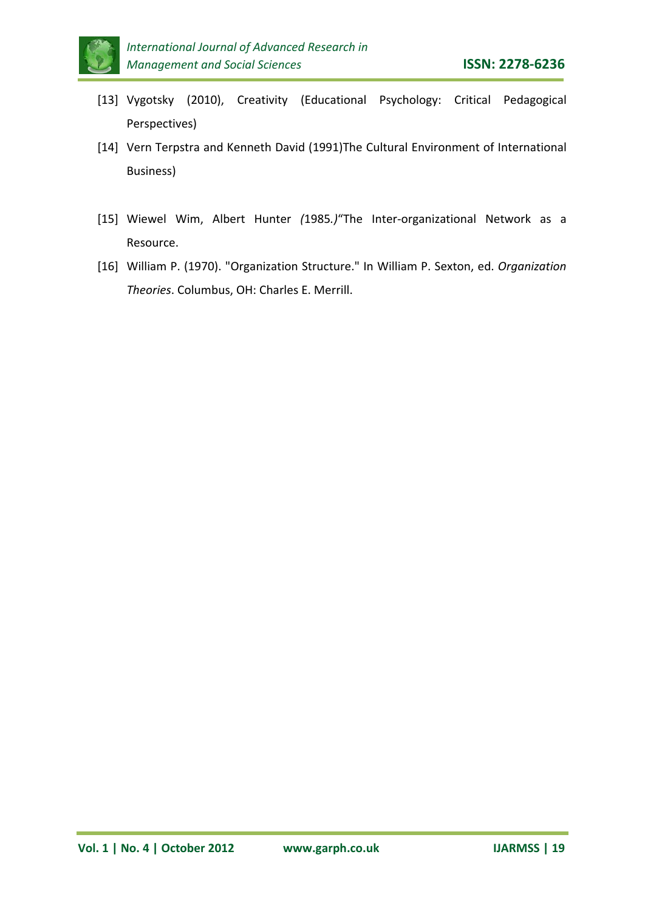[13] Vygotsky (2010), Creativity (Educational Psychology: Critical Pedagogical Perspectives)

[14] Vern Terpstra and Kenneth David (1991)The Cultural Environment of International Business)

[15] Wiewel Wim, Albert Hunter *(*1985*.)*"The Inter-organizational Network as a Resource.

[16] William P. (1970). "Organization Structure." In William P. Sexton, ed. *Organization Theories*. Columbus, OH: Charles E. Merrill.